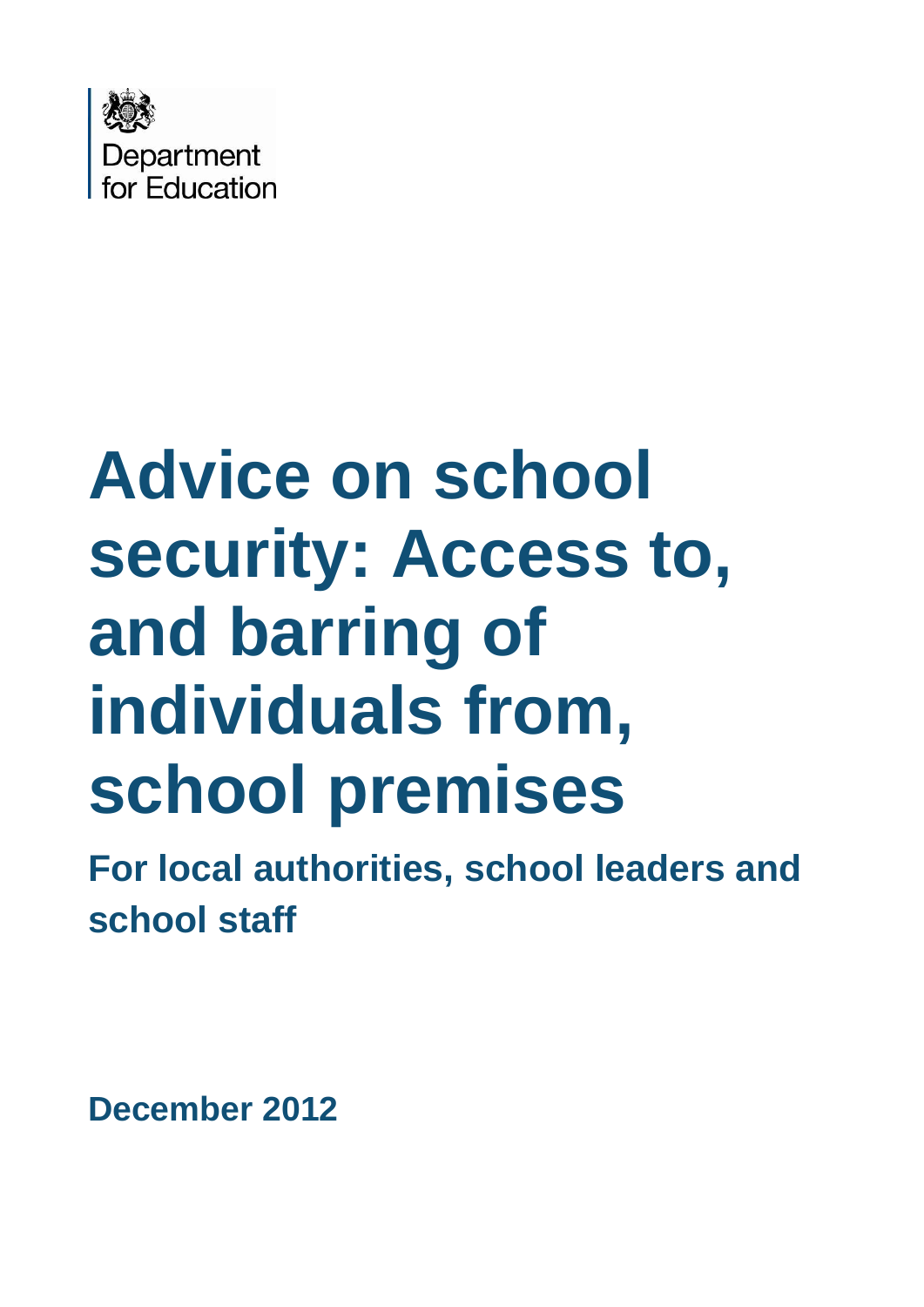Department for Education

# Advice on school security: Access to, and barring of individuals from, school premises

## For local authorities, school leaders and school staff

**December 2012**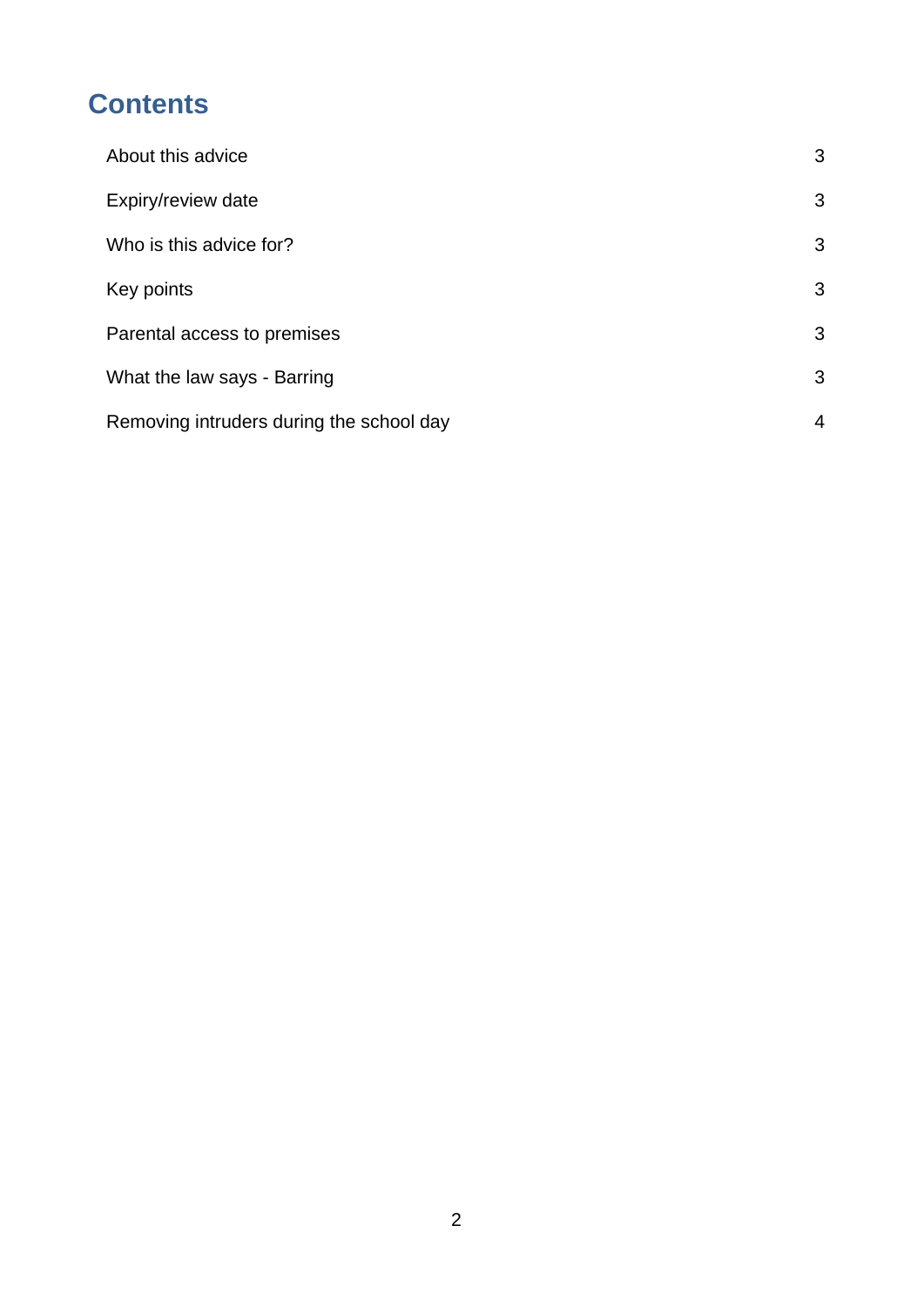# Contents

| | |
|---|---|
| About this advice | 3 |
| Expiry/review date | 3 |
| Who is this advice for? | 3 |
| Key points | 3 |
| Parental access to premises | 3 |
| What the law says - Barring | 3 |
| Removing intruders during the school day | 4 |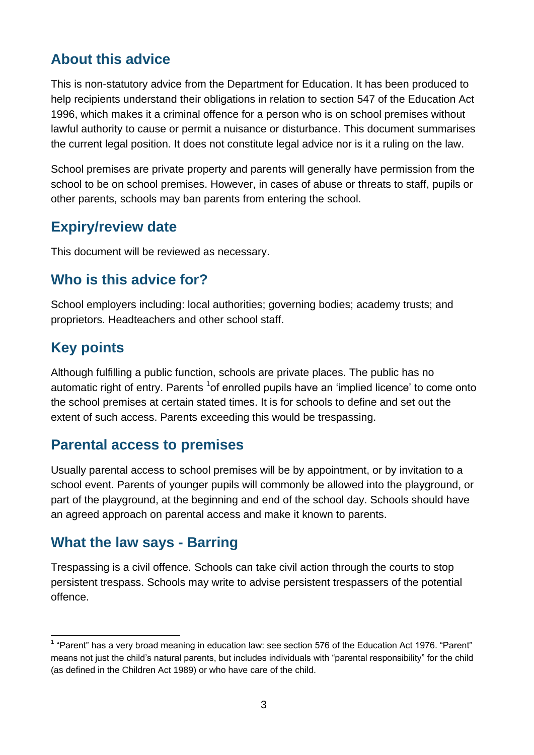## About this advice

This is non-statutory advice from the Department for Education. It has been produced to help recipients understand their obligations in relation to section 547 of the Education Act 1996, which makes it a criminal offence for a person who is on school premises without lawful authority to cause or permit a nuisance or disturbance. This document summarises the current legal position. It does not constitute legal advice nor is it a ruling on the law.

School premises are private property and parents will generally have permission from the school to be on school premises. However, in cases of abuse or threats to staff, pupils or other parents, schools may ban parents from entering the school.

## Expiry/review date

This document will be reviewed as necessary.

## Who is this advice for?

School employers including: local authorities; governing bodies; academy trusts; and proprietors. Headteachers and other school staff.

## Key points

Although fulfilling a public function, schools are private places. The public has no automatic right of entry. Parents [1] of enrolled pupils have an 'implied licence' to come onto the school premises at certain stated times. It is for schools to define and set out the extent of such access. Parents exceeding this would be trespassing.

## Parental access to premises

Usually parental access to school premises will be by appointment, or by invitation to a school event. Parents of younger pupils will commonly be allowed into the playground, or part of the playground, at the beginning and end of the school day. Schools should have an agreed approach on parental access and make it known to parents.

## What the law says - Barring

Trespassing is a civil offence. Schools can take civil action through the courts to stop persistent trespass. Schools may write to advise persistent trespassers of the potential offence.

---

[1] "Parent" has a very broad meaning in education law: see section 576 of the Education Act 1976. "Parent" means not just the child's natural parents, but includes individuals with "parental responsibility" for the child (as defined in the Children Act 1989) or who have care of the child.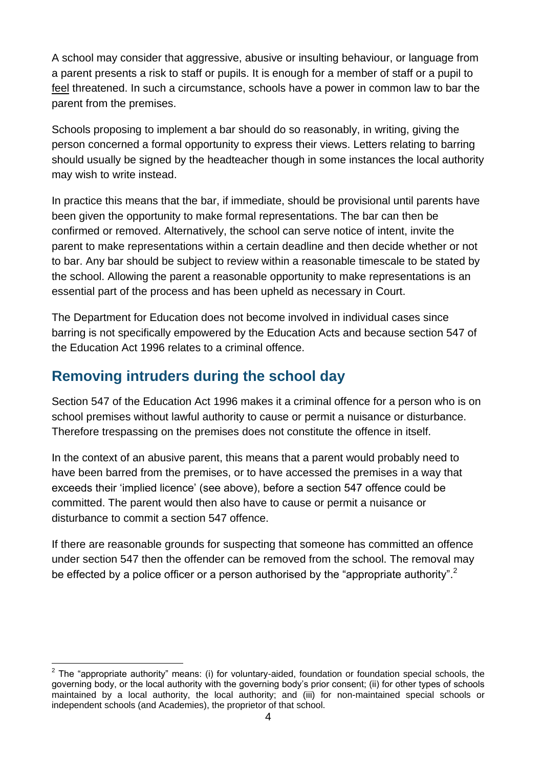A school may consider that aggressive, abusive or insulting behaviour, or language from a parent presents a risk to staff or pupils. It is enough for a member of staff or a pupil to <u>feel</u> threatened. In such a circumstance, schools have a power in common law to bar the parent from the premises.

Schools proposing to implement a bar should do so reasonably, in writing, giving the person concerned a formal opportunity to express their views. Letters relating to barring should usually be signed by the headteacher though in some instances the local authority may wish to write instead.

In practice this means that the bar, if immediate, should be provisional until parents have been given the opportunity to make formal representations. The bar can then be confirmed or removed. Alternatively, the school can serve notice of intent, invite the parent to make representations within a certain deadline and then decide whether or not to bar. Any bar should be subject to review within a reasonable timescale to be stated by the school. Allowing the parent a reasonable opportunity to make representations is an essential part of the process and has been upheld as necessary in Court.

The Department for Education does not become involved in individual cases since barring is not specifically empowered by the Education Acts and because section 547 of the Education Act 1996 relates to a criminal offence.

## Removing intruders during the school day

Section 547 of the Education Act 1996 makes it a criminal offence for a person who is on school premises without lawful authority to cause or permit a nuisance or disturbance. Therefore trespassing on the premises does not constitute the offence in itself.

In the context of an abusive parent, this means that a parent would probably need to have been barred from the premises, or to have accessed the premises in a way that exceeds their 'implied licence' (see above), before a section 547 offence could be committed. The parent would then also have to cause or permit a nuisance or disturbance to commit a section 547 offence.

If there are reasonable grounds for suspecting that someone has committed an offence under section 547 then the offender can be removed from the school. The removal may be effected by a police officer or a person authorised by the "appropriate authority".[2]

[2] The "appropriate authority" means: (i) for voluntary-aided, foundation or foundation special schools, the governing body, or the local authority with the governing body's prior consent; (ii) for other types of schools maintained by a local authority, the local authority; and (iii) for non-maintained special schools or independent schools (and Academies), the proprietor of that school.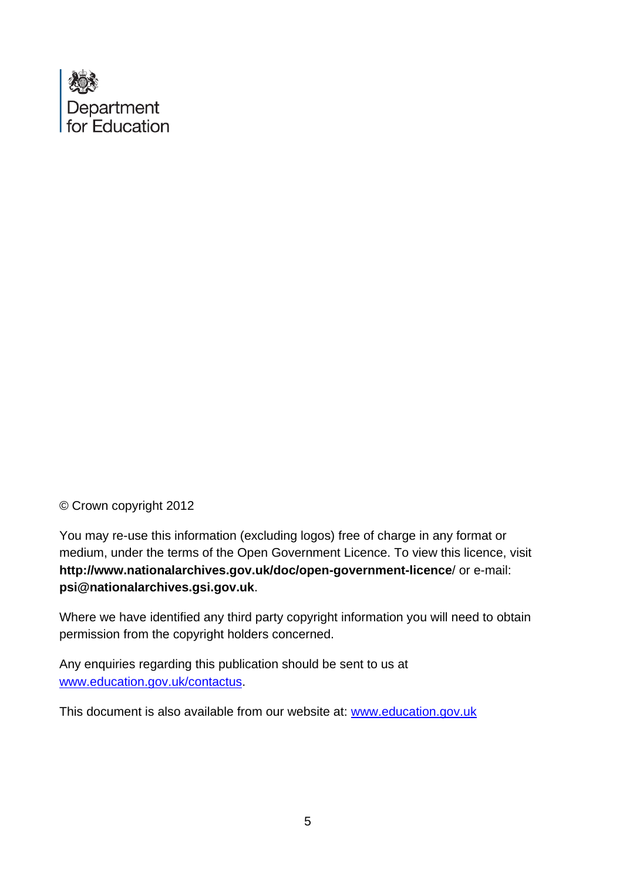Department
for Education

© Crown copyright 2012

You may re-use this information (excluding logos) free of charge in any format or medium, under the terms of the Open Government Licence. To view this licence, visit **http://www.nationalarchives.gov.uk/doc/open-government-licence**/ or e-mail: **psi@nationalarchives.gsi.gov.uk**.

Where we have identified any third party copyright information you will need to obtain permission from the copyright holders concerned.

Any enquiries regarding this publication should be sent to us at [www.education.gov.uk/contactus](www.education.gov.uk/contactus).

This document is also available from our website at: [www.education.gov.uk](www.education.gov.uk)